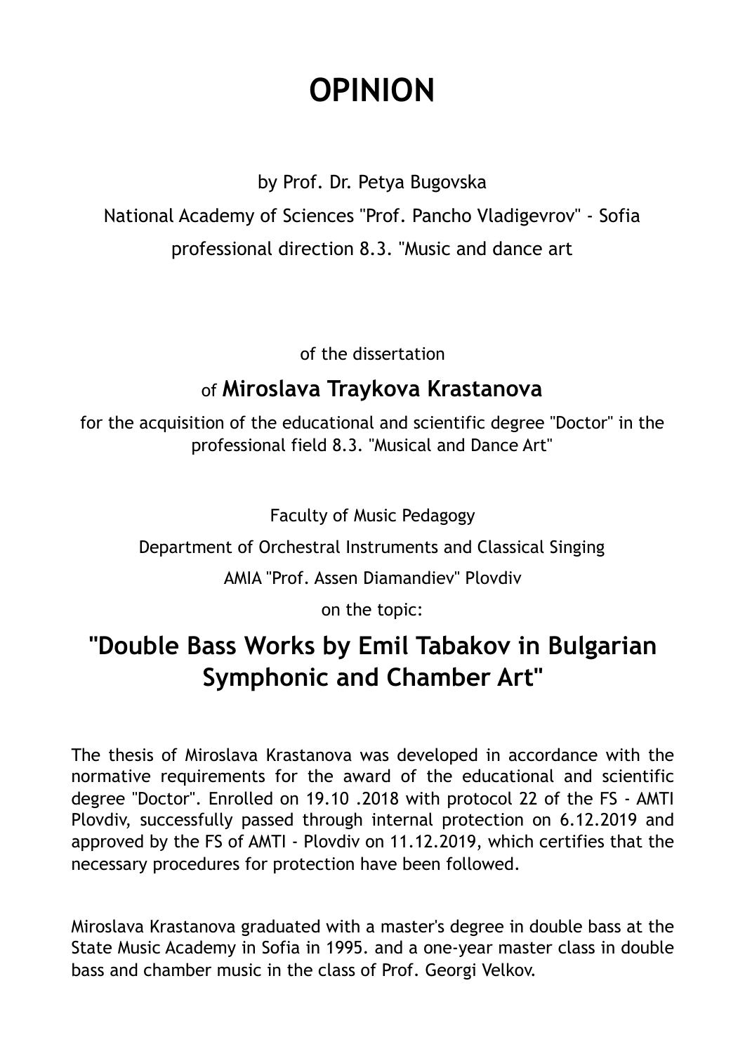# OPINION

by Prof. Dr. Petya Bugovska

National Academy of Sciences "Prof. Pancho Vladigevrov" - Sofia

professional direction 8.3. "Music and dance art

of the dissertation

of **Miroslava Traykova Krastanova**

for the acquisition of the educational and scientific degree "Doctor" in the professional field 8.3. "Musical and Dance Art"

Faculty of Music Pedagogy

Department of Orchestral Instruments and Classical Singing

AMIA "Prof. Assen Diamandiev" Plovdiv

on the topic:

## "Double Bass Works by Emil Tabakov in Bulgarian Symphonic and Chamber Art"

The thesis of Miroslava Krastanova was developed in accordance with the normative requirements for the award of the educational and scientific degree "Doctor". Enrolled on 19.10 .2018 with protocol 22 of the FS - AMTI Plovdiv, successfully passed through internal protection on 6.12.2019 and approved by the FS of AMTI - Plovdiv on 11.12.2019, which certifies that the necessary procedures for protection have been followed.

Miroslava Krastanova graduated with a master's degree in double bass at the State Music Academy in Sofia in 1995. and a one-year master class in double bass and chamber music in the class of Prof. Georgi Velkov.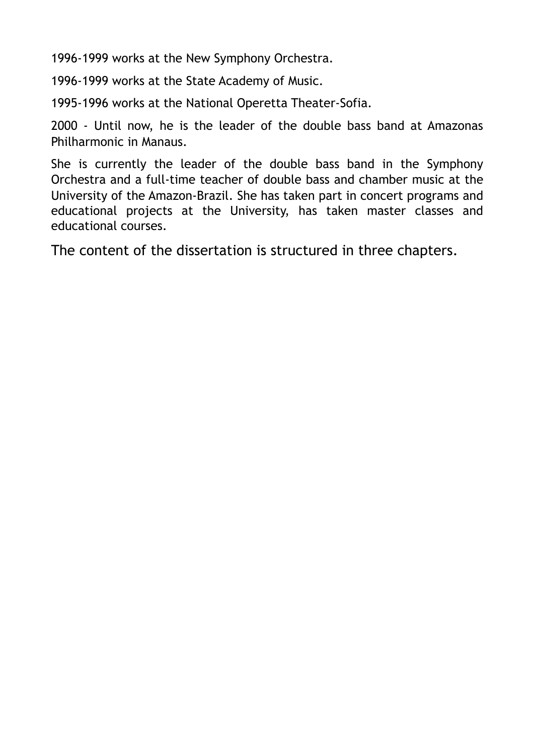1996-1999 works at the New Symphony Orchestra.

1996-1999 works at the State Academy of Music.

1995-1996 works at the National Operetta Theater-Sofia.

2000 - Until now, he is the leader of the double bass band at Amazonas Philharmonic in Manaus.

She is currently the leader of the double bass band in the Symphony Orchestra and a full-time teacher of double bass and chamber music at the University of the Amazon-Brazil. She has taken part in concert programs and educational projects at the University, has taken master classes and educational courses.

The content of the dissertation is structured in three chapters.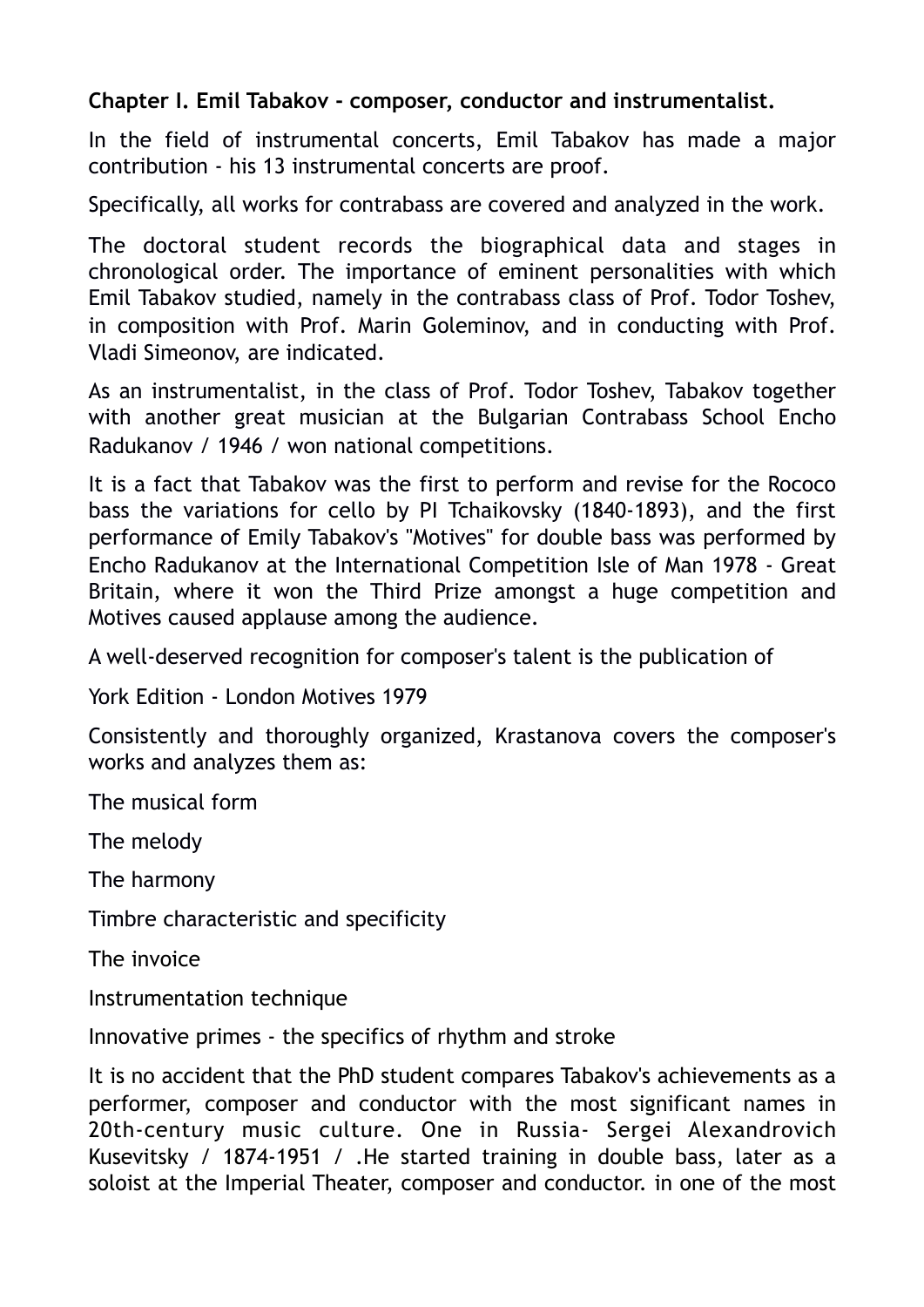**Chapter I. Emil Tabakov - composer, conductor and instrumentalist.**

In the field of instrumental concerts, Emil Tabakov has made a major contribution - his 13 instrumental concerts are proof.

Specifically, all works for contrabass are covered and analyzed in the work.

The doctoral student records the biographical data and stages in chronological order. The importance of eminent personalities with which Emil Tabakov studied, namely in the contrabass class of Prof. Todor Toshev, in composition with Prof. Marin Goleminov, and in conducting with Prof. Vladi Simeonov, are indicated.

As an instrumentalist, in the class of Prof. Todor Toshev, Tabakov together with another great musician at the Bulgarian Contrabass School Encho Radukanov / 1946 / won national competitions.

It is a fact that Tabakov was the first to perform and revise for the Rococo bass the variations for cello by PI Tchaikovsky (1840-1893), and the first performance of Emily Tabakov's "Motives" for double bass was performed by Encho Radukanov at the International Competition Isle of Man 1978 - Great Britain, where it won the Third Prize amongst a huge competition and Motives caused applause among the audience.

A well-deserved recognition for composer's talent is the publication of

York Edition - London Motives 1979

Consistently and thoroughly organized, Krastanova covers the composer's works and analyzes them as:

The musical form

The melody

The harmony

Timbre characteristic and specificity

The invoice

Instrumentation technique

Innovative primes - the specifics of rhythm and stroke

It is no accident that the PhD student compares Tabakov's achievements as a performer, composer and conductor with the most significant names in 20th-century music culture. One in Russia- Sergei Alexandrovich Kusevitsky / 1874-1951 / .He started training in double bass, later as a soloist at the Imperial Theater, composer and conductor. in one of the most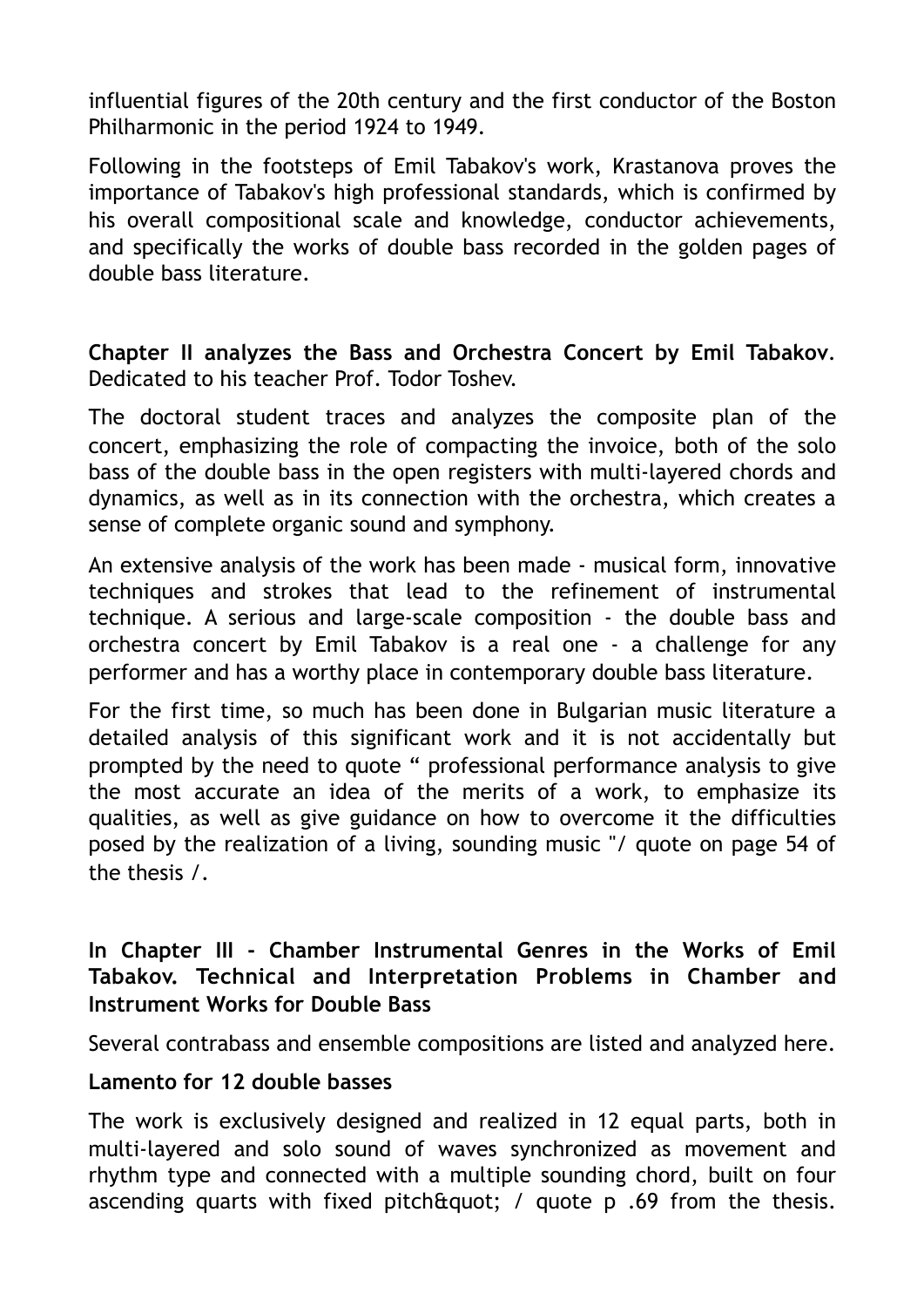influential figures of the 20th century and the first conductor of the Boston Philharmonic in the period 1924 to 1949.

Following in the footsteps of Emil Tabakov's work, Krastanova proves the importance of Tabakov's high professional standards, which is confirmed by his overall compositional scale and knowledge, conductor achievements, and specifically the works of double bass recorded in the golden pages of double bass literature.

**Chapter II analyzes the Bass and Orchestra Concert by Emil Tabakov**. Dedicated to his teacher Prof. Todor Toshev.

The doctoral student traces and analyzes the composite plan of the concert, emphasizing the role of compacting the invoice, both of the solo bass of the double bass in the open registers with multi-layered chords and dynamics, as well as in its connection with the orchestra, which creates a sense of complete organic sound and symphony.

An extensive analysis of the work has been made - musical form, innovative techniques and strokes that lead to the refinement of instrumental technique. A serious and large-scale composition - the double bass and orchestra concert by Emil Tabakov is a real one - a challenge for any performer and has a worthy place in contemporary double bass literature.

For the first time, so much has been done in Bulgarian music literature a detailed analysis of this significant work and it is not accidentally but prompted by the need to quote " professional performance analysis to give the most accurate an idea of the merits of a work, to emphasize its qualities, as well as give guidance on how to overcome it the difficulties posed by the realization of a living, sounding music "/ quote on page 54 of the thesis /.

**In Chapter III - Chamber Instrumental Genres in the Works of Emil Tabakov. Technical and Interpretation Problems in Chamber and Instrument Works for Double Bass**

Several contrabass and ensemble compositions are listed and analyzed here.

**Lamento for 12 double basses**

The work is exclusively designed and realized in 12 equal parts, both in multi-layered and solo sound of waves synchronized as movement and rhythm type and connected with a multiple sounding chord, built on four ascending quarts with fixed pitch&quot; / quote p .69 from the thesis.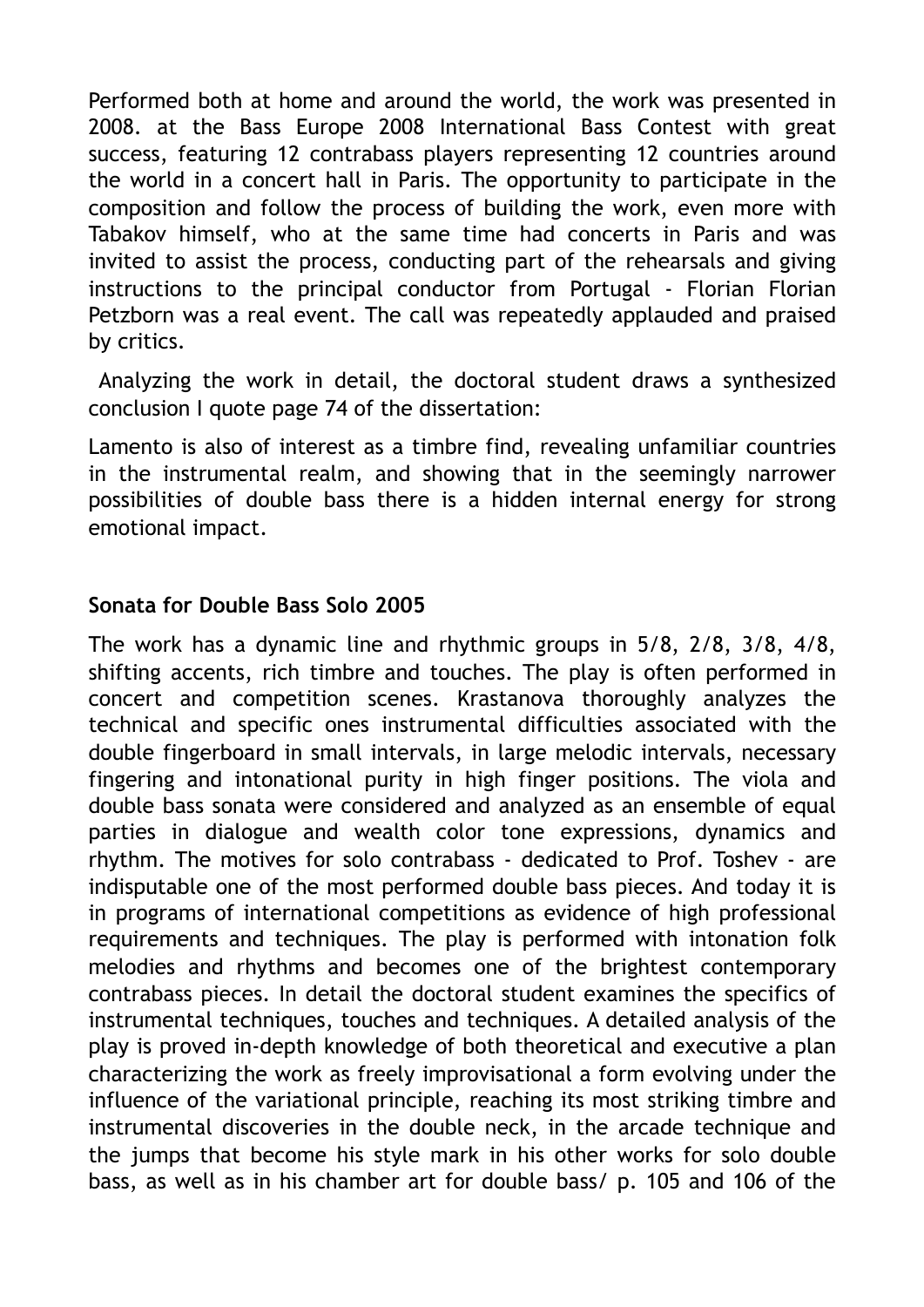Performed both at home and around the world, the work was presented in 2008. at the Bass Europe 2008 International Bass Contest with great success, featuring 12 contrabass players representing 12 countries around the world in a concert hall in Paris. The opportunity to participate in the composition and follow the process of building the work, even more with Tabakov himself, who at the same time had concerts in Paris and was invited to assist the process, conducting part of the rehearsals and giving instructions to the principal conductor from Portugal - Florian Florian Petzborn was a real event. The call was repeatedly applauded and praised by critics.

Analyzing the work in detail, the doctoral student draws a synthesized conclusion I quote page 74 of the dissertation:

Lamento is also of interest as a timbre find, revealing unfamiliar countries in the instrumental realm, and showing that in the seemingly narrower possibilities of double bass there is a hidden internal energy for strong emotional impact.

**Sonata for Double Bass Solo 2005**

The work has a dynamic line and rhythmic groups in 5/8, 2/8, 3/8, 4/8, shifting accents, rich timbre and touches. The play is often performed in concert and competition scenes. Krastanova thoroughly analyzes the technical and specific ones instrumental difficulties associated with the double fingerboard in small intervals, in large melodic intervals, necessary fingering and intonational purity in high finger positions. The viola and double bass sonata were considered and analyzed as an ensemble of equal parties in dialogue and wealth color tone expressions, dynamics and rhythm. The motives for solo contrabass - dedicated to Prof. Toshev - are indisputable one of the most performed double bass pieces. And today it is in programs of international competitions as evidence of high professional requirements and techniques. The play is performed with intonation folk melodies and rhythms and becomes one of the brightest contemporary contrabass pieces. In detail the doctoral student examines the specifics of instrumental techniques, touches and techniques. A detailed analysis of the play is proved in-depth knowledge of both theoretical and executive a plan characterizing the work as freely improvisational a form evolving under the influence of the variational principle, reaching its most striking timbre and instrumental discoveries in the double neck, in the arcade technique and the jumps that become his style mark in his other works for solo double bass, as well as in his chamber art for double bass/ p. 105 and 106 of the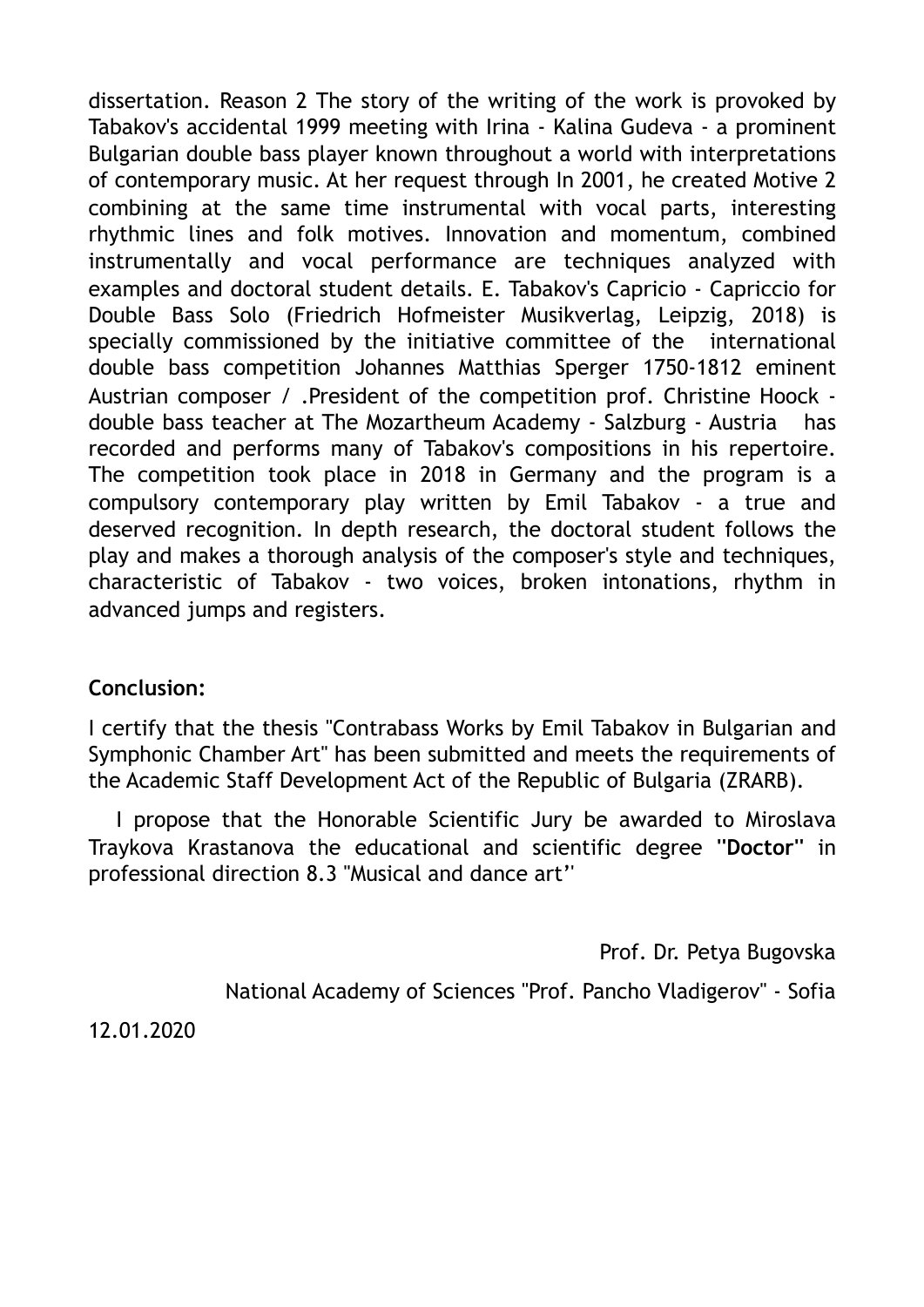dissertation. Reason 2 The story of the writing of the work is provoked by Tabakov's accidental 1999 meeting with Irina - Kalina Gudeva - a prominent Bulgarian double bass player known throughout a world with interpretations of contemporary music. At her request through In 2001, he created Motive 2 combining at the same time instrumental with vocal parts, interesting rhythmic lines and folk motives. Innovation and momentum, combined instrumentally and vocal performance are techniques analyzed with examples and doctoral student details. E. Tabakov's Capricio - Capriccio for Double Bass Solo (Friedrich Hofmeister Musikverlag, Leipzig, 2018) is specially commissioned by the initiative committee of the international double bass competition Johannes Matthias Sperger 1750-1812 eminent Austrian composer / .President of the competition prof. Christine Hoock - double bass teacher at The Mozartheum Academy - Salzburg - Austria has recorded and performs many of Tabakov's compositions in his repertoire. The competition took place in 2018 in Germany and the program is a compulsory contemporary play written by Emil Tabakov - a true and deserved recognition. In depth research, the doctoral student follows the play and makes a thorough analysis of the composer's style and techniques, characteristic of Tabakov - two voices, broken intonations, rhythm in advanced jumps and registers.

**Conclusion:**

I certify that the thesis "Contrabass Works by Emil Tabakov in Bulgarian and Symphonic Chamber Art" has been submitted and meets the requirements of the Academic Staff Development Act of the Republic of Bulgaria (ZRARB).

I propose that the Honorable Scientific Jury be awarded to Miroslava Traykova Krastanova the educational and scientific degree **"Doctor"** in professional direction 8.3 "Musical and dance art''

Prof. Dr. Petya Bugovska

National Academy of Sciences "Prof. Pancho Vladigerov" - Sofia

12.01.2020